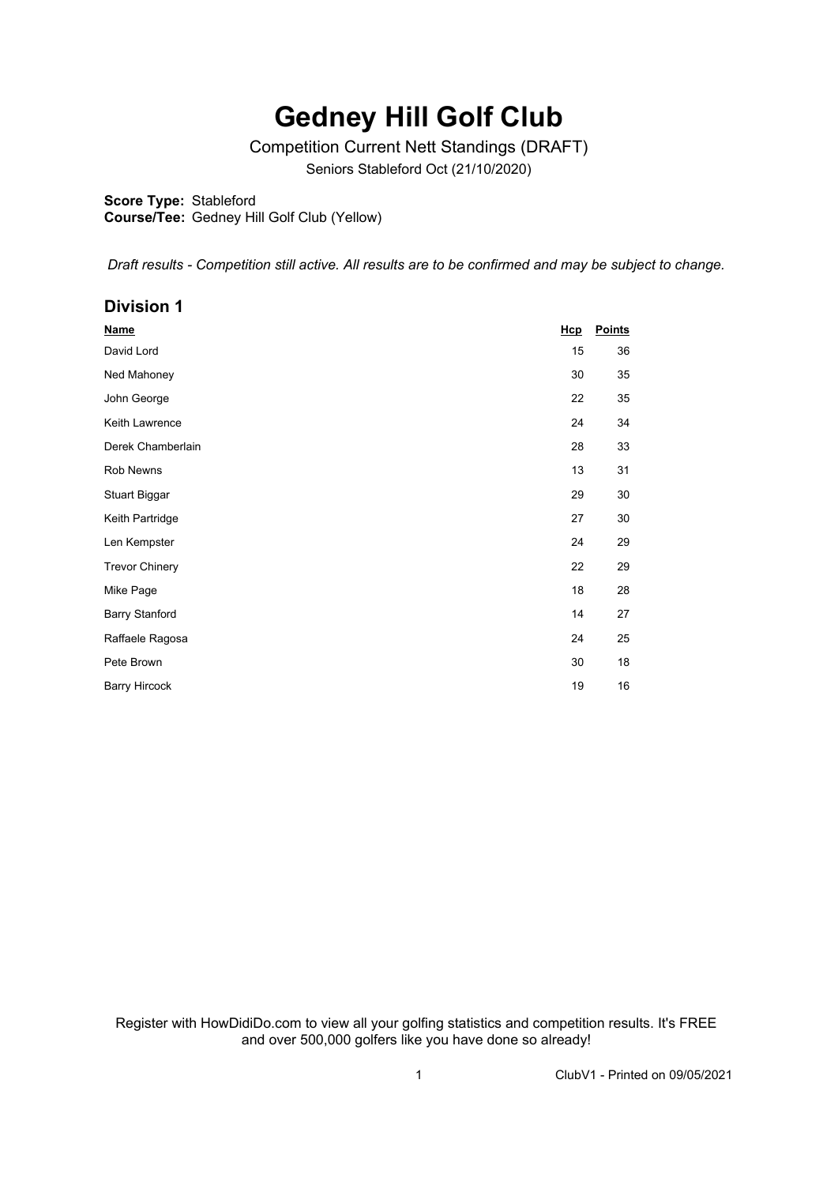# Gedney Hill Golf Club

Competition Current Nett Standings (DRAFT)

Seniors Stableford Oct (21/10/2020)

**Score Type:** Stableford
**Course/Tee:** Gedney Hill Golf Club (Yellow)

*Draft results - Competition still active. All results are to be confirmed and may be subject to change.*

## Division 1

| Name | Hcp | Points |
|---|---|---|
| David Lord | 15 | 36 |
| Ned Mahoney | 30 | 35 |
| John George | 22 | 35 |
| Keith Lawrence | 24 | 34 |
| Derek Chamberlain | 28 | 33 |
| Rob Newns | 13 | 31 |
| Stuart Biggar | 29 | 30 |
| Keith Partridge | 27 | 30 |
| Len Kempster | 24 | 29 |
| Trevor Chinery | 22 | 29 |
| Mike Page | 18 | 28 |
| Barry Stanford | 14 | 27 |
| Raffaele Ragosa | 24 | 25 |
| Pete Brown | 30 | 18 |
| Barry Hircock | 19 | 16 |

Register with HowDidiDo.com to view all your golfing statistics and competition results. It's FREE and over 500,000 golfers like you have done so already!

ClubV1 - Printed on 09/05/2021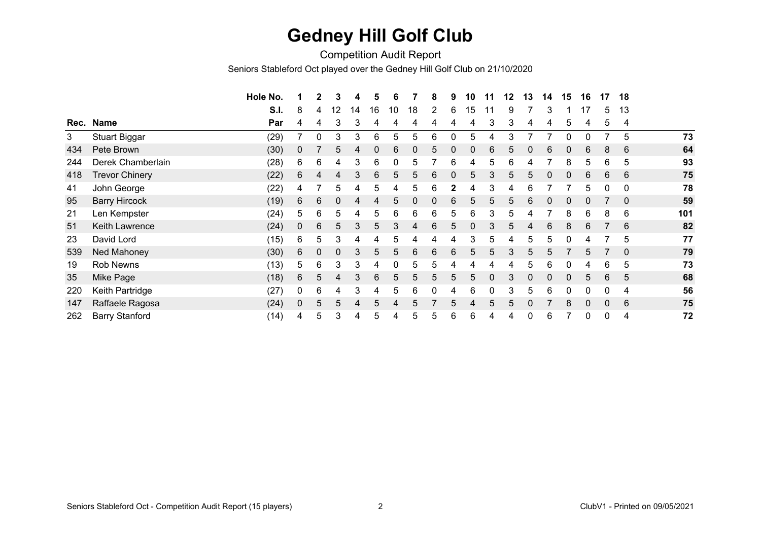# Gedney Hill Golf Club

Competition Audit Report

Seniors Stableford Oct played over the Gedney Hill Golf Club on 21/10/2020

| Rec. | Name | Hole No. | 1 | 2 | 3 | 4 | 5 | 6 | 7 | 8 | 9 | 10 | 11 | 12 | 13 | 14 | 15 | 16 | 17 | 18 | |
|---|---|---|---|---|---|---|---|---|---|---|---|---|---|---|---|---|---|---|---|---|---|
| | | S.I. | 8 | 4 | 12 | 14 | 16 | 10 | 18 | 2 | 6 | 15 | 11 | 9 | 7 | 3 | 1 | 17 | 5 | 13 | |
| | | Par | 4 | 4 | 3 | 3 | 4 | 4 | 4 | 4 | 4 | 4 | 3 | 3 | 4 | 4 | 5 | 4 | 5 | 4 | |
| 3 | Stuart Biggar | (29) | 7 | 0 | 3 | 3 | 6 | 5 | 5 | 6 | 0 | 5 | 4 | 3 | 7 | 7 | 0 | 0 | 7 | 5 | **73** |
| 434 | Pete Brown | (30) | 0 | 7 | 5 | 4 | 0 | 6 | 0 | 5 | 0 | 0 | 6 | 5 | 0 | 6 | 0 | 6 | 8 | 6 | **64** |
| 244 | Derek Chamberlain | (28) | 6 | 6 | 4 | 3 | 6 | 0 | 5 | 7 | 6 | 4 | 5 | 6 | 4 | 7 | 8 | 5 | 6 | 5 | **93** |
| 418 | Trevor Chinery | (22) | 6 | 4 | 4 | 3 | 6 | 5 | 5 | 6 | 0 | 5 | 3 | 5 | 5 | 0 | 0 | 6 | 6 | 6 | **75** |
| 41 | John George | (22) | 4 | 7 | 5 | 4 | 5 | 4 | 5 | 6 | **2** | 4 | 3 | 4 | 6 | 7 | 7 | 5 | 0 | 0 | **78** |
| 95 | Barry Hircock | (19) | 6 | 6 | 0 | 4 | 4 | 5 | 0 | 0 | 6 | 5 | 5 | 5 | 6 | 0 | 0 | 0 | 7 | 0 | **59** |
| 21 | Len Kempster | (24) | 5 | 6 | 5 | 4 | 5 | 6 | 6 | 6 | 5 | 6 | 3 | 5 | 4 | 7 | 8 | 6 | 8 | 6 | **101** |
| 51 | Keith Lawrence | (24) | 0 | 6 | 5 | 3 | 5 | 3 | 4 | 6 | 5 | 0 | 3 | 5 | 4 | 6 | 8 | 6 | 7 | 6 | **82** |
| 23 | David Lord | (15) | 6 | 5 | 3 | 4 | 4 | 5 | 4 | 4 | 4 | 3 | 5 | 4 | 5 | 5 | 0 | 4 | 7 | 5 | **77** |
| 539 | Ned Mahoney | (30) | 6 | 0 | 0 | 3 | 5 | 5 | 6 | 6 | 6 | 5 | 5 | 3 | 5 | 5 | 7 | 5 | 7 | 0 | **79** |
| 19 | Rob Newns | (13) | 5 | 6 | 3 | 3 | 4 | 0 | 5 | 5 | 4 | 4 | 4 | 4 | 5 | 6 | 0 | 4 | 6 | 5 | **73** |
| 35 | Mike Page | (18) | 6 | 5 | 4 | 3 | 6 | 5 | 5 | 5 | 5 | 5 | 0 | 3 | 0 | 0 | 0 | 5 | 6 | 5 | **68** |
| 220 | Keith Partridge | (27) | 0 | 6 | 4 | 3 | 4 | 5 | 6 | 0 | 4 | 6 | 0 | 3 | 5 | 6 | 0 | 0 | 0 | 4 | **56** |
| 147 | Raffaele Ragosa | (24) | 0 | 5 | 5 | 4 | 5 | 4 | 5 | 7 | 5 | 4 | 5 | 5 | 0 | 7 | 8 | 0 | 0 | 6 | **75** |
| 262 | Barry Stanford | (14) | 4 | 5 | 3 | 4 | 5 | 4 | 5 | 5 | 6 | 6 | 4 | 4 | 0 | 6 | 7 | 0 | 0 | 4 | **72** |

Seniors Stableford Oct - Competition Audit Report (15 players)

ClubV1 - Printed on 09/05/2021